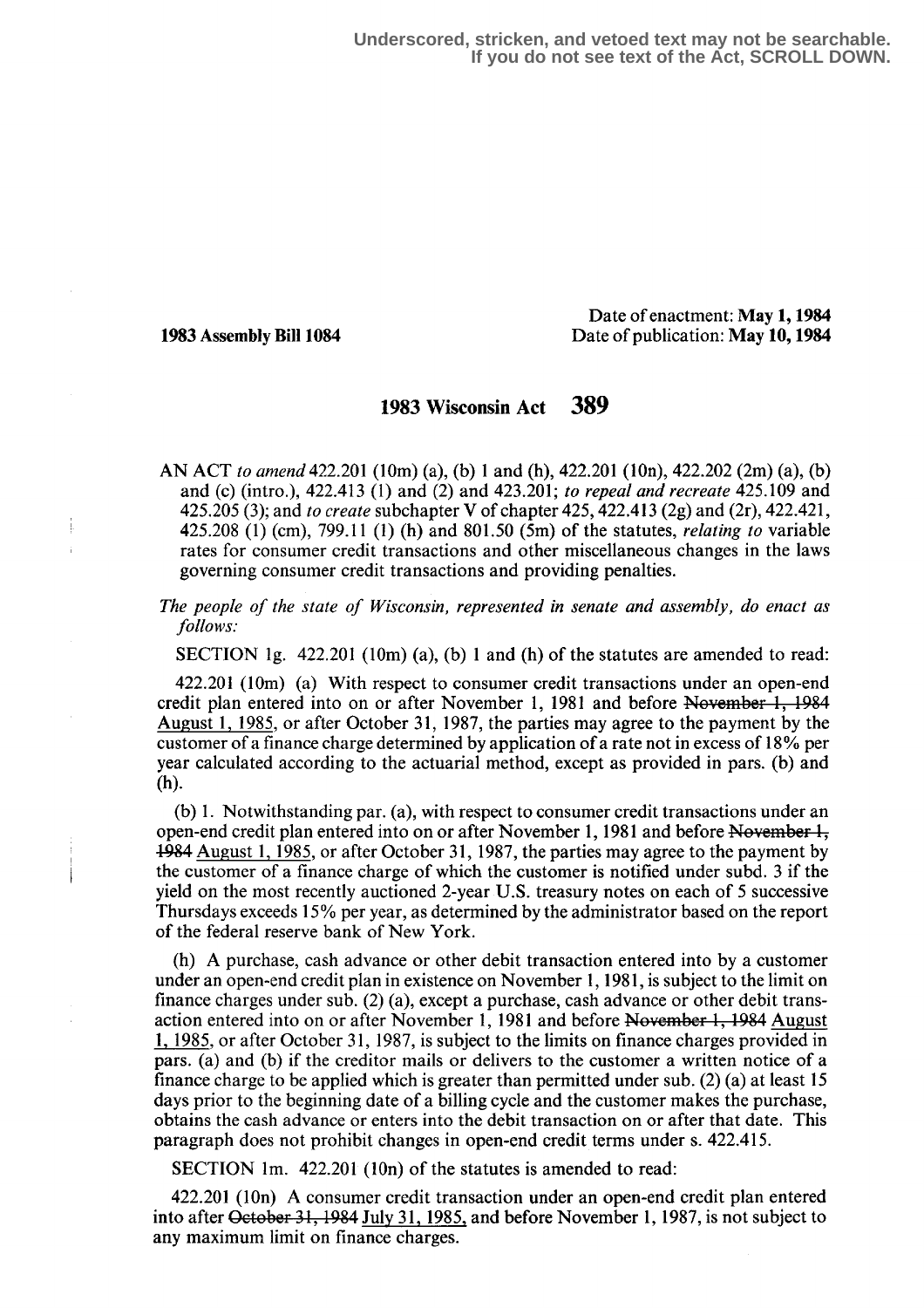Underscored, stricken, and vetoed text may not be searchable.
If you do not see text of the Act, SCROLL DOWN.

1983 Assembly Bill 1084

Date of enactment: **May 1, 1984**
Date of publication: **May 10, 1984**

# 1983 Wisconsin Act 389

AN ACT *to amend* 422.201 (10m) (a), (b) 1 and (h), 422.201 (10n), 422.202 (2m) (a), (b) and (c) (intro.), 422.413 (1) and (2) and 423.201; *to repeal and recreate* 425.109 and 425.205 (3); and *to create* subchapter V of chapter 425, 422.413 (2g) and (2r), 422.421, 425.208 (1) (cm), 799.11 (1) (h) and 801.50 (5m) of the statutes, *relating to* variable rates for consumer credit transactions and other miscellaneous changes in the laws governing consumer credit transactions and providing penalties.

*The people of the state of Wisconsin, represented in senate and assembly, do enact as follows:*

SECTION 1g. 422.201 (10m) (a), (b) 1 and (h) of the statutes are amended to read:

422.201 (10m) (a) With respect to consumer credit transactions under an open-end credit plan entered into on or after November 1, 1981 and before ~~November 1, 1984~~ August 1, 1985, or after October 31, 1987, the parties may agree to the payment by the customer of a finance charge determined by application of a rate not in excess of 18% per year calculated according to the actuarial method, except as provided in pars. (b) and (h).

(b) 1. Notwithstanding par. (a), with respect to consumer credit transactions under an open-end credit plan entered into on or after November 1, 1981 and before ~~November 1, 1984~~ August 1, 1985, or after October 31, 1987, the parties may agree to the payment by the customer of a finance charge of which the customer is notified under subd. 3 if the yield on the most recently auctioned 2-year U.S. treasury notes on each of 5 successive Thursdays exceeds 15% per year, as determined by the administrator based on the report of the federal reserve bank of New York.

(h) A purchase, cash advance or other debit transaction entered into by a customer under an open-end credit plan in existence on November 1, 1981, is subject to the limit on finance charges under sub. (2) (a), except a purchase, cash advance or other debit transaction entered into on or after November 1, 1981 and before ~~November 1, 1984~~ August 1, 1985, or after October 31, 1987, is subject to the limits on finance charges provided in pars. (a) and (b) if the creditor mails or delivers to the customer a written notice of a finance charge to be applied which is greater than permitted under sub. (2) (a) at least 15 days prior to the beginning date of a billing cycle and the customer makes the purchase, obtains the cash advance or enters into the debit transaction on or after that date. This paragraph does not prohibit changes in open-end credit terms under s. 422.415.

SECTION 1m. 422.201 (10n) of the statutes is amended to read:

422.201 (10n) A consumer credit transaction under an open-end credit plan entered into after ~~October 31, 1984~~ July 31, 1985, and before November 1, 1987, is not subject to any maximum limit on finance charges.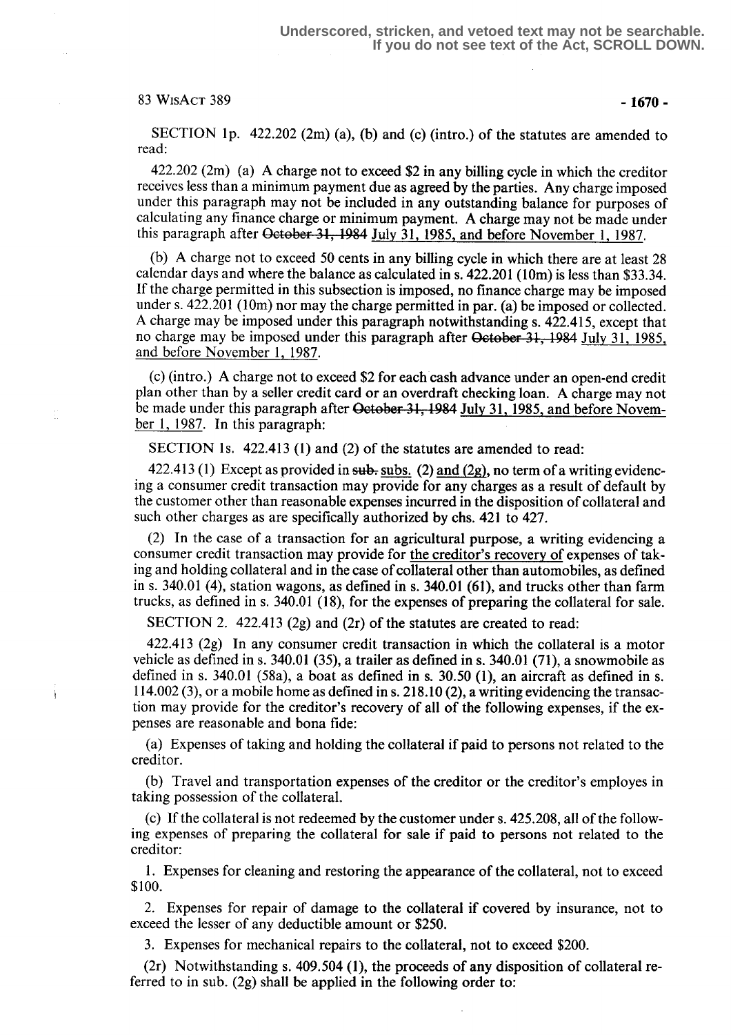SECTION 1p. 422.202 (2m) (a), (b) and (c) (intro.) of the statutes are amended to read:

422.202 (2m) (a) A charge not to exceed $2 in any billing cycle in which the creditor receives less than a minimum payment due as agreed by the parties. Any charge imposed under this paragraph may not be included in any outstanding balance for purposes of calculating any finance charge or minimum payment. A charge may not be made under this paragraph after ~~October 31, 1984~~ July 31, 1985, and before November 1, 1987.

(b) A charge not to exceed 50 cents in any billing cycle in which there are at least 28 calendar days and where the balance as calculated in s. 422.201 (10m) is less than $33.34. If the charge permitted in this subsection is imposed, no finance charge may be imposed under s. 422.201 (10m) nor may the charge permitted in par. (a) be imposed or collected. A charge may be imposed under this paragraph notwithstanding s. 422.415, except that no charge may be imposed under this paragraph after ~~October 31, 1984~~ July 31, 1985, and before November 1, 1987.

(c) (intro.) A charge not to exceed $2 for each cash advance under an open-end credit plan other than by a seller credit card or an overdraft checking loan. A charge may not be made under this paragraph after ~~October 31, 1984~~ July 31, 1985, and before November 1, 1987. In this paragraph:

SECTION 1s. 422.413 (1) and (2) of the statutes are amended to read:

422.413 (1) Except as provided in ~~sub.~~ subs. (2) and (2g), no term of a writing evidencing a consumer credit transaction may provide for any charges as a result of default by the customer other than reasonable expenses incurred in the disposition of collateral and such other charges as are specifically authorized by chs. 421 to 427.

(2) In the case of a transaction for an agricultural purpose, a writing evidencing a consumer credit transaction may provide for the creditor's recovery of expenses of taking and holding collateral and in the case of collateral other than automobiles, as defined in s. 340.01 (4), station wagons, as defined in s. 340.01 (61), and trucks other than farm trucks, as defined in s. 340.01 (18), for the expenses of preparing the collateral for sale.

SECTION 2. 422.413 (2g) and (2r) of the statutes are created to read:

422.413 (2g) In any consumer credit transaction in which the collateral is a motor vehicle as defined in s. 340.01 (35), a trailer as defined in s. 340.01 (71), a snowmobile as defined in s. 340.01 (58a), a boat as defined in s. 30.50 (1), an aircraft as defined in s. 114.002 (3), or a mobile home as defined in s. 218.10 (2), a writing evidencing the transaction may provide for the creditor's recovery of all of the following expenses, if the expenses are reasonable and bona fide:

(a) Expenses of taking and holding the collateral if paid to persons not related to the creditor.

(b) Travel and transportation expenses of the creditor or the creditor's employes in taking possession of the collateral.

(c) If the collateral is not redeemed by the customer under s. 425.208, all of the following expenses of preparing the collateral for sale if paid to persons not related to the creditor:

1. Expenses for cleaning and restoring the appearance of the collateral, not to exceed $100.

2. Expenses for repair of damage to the collateral if covered by insurance, not to exceed the lesser of any deductible amount or $250.

3. Expenses for mechanical repairs to the collateral, not to exceed $200.

(2r) Notwithstanding s. 409.504 (1), the proceeds of any disposition of collateral referred to in sub. (2g) shall be applied in the following order to: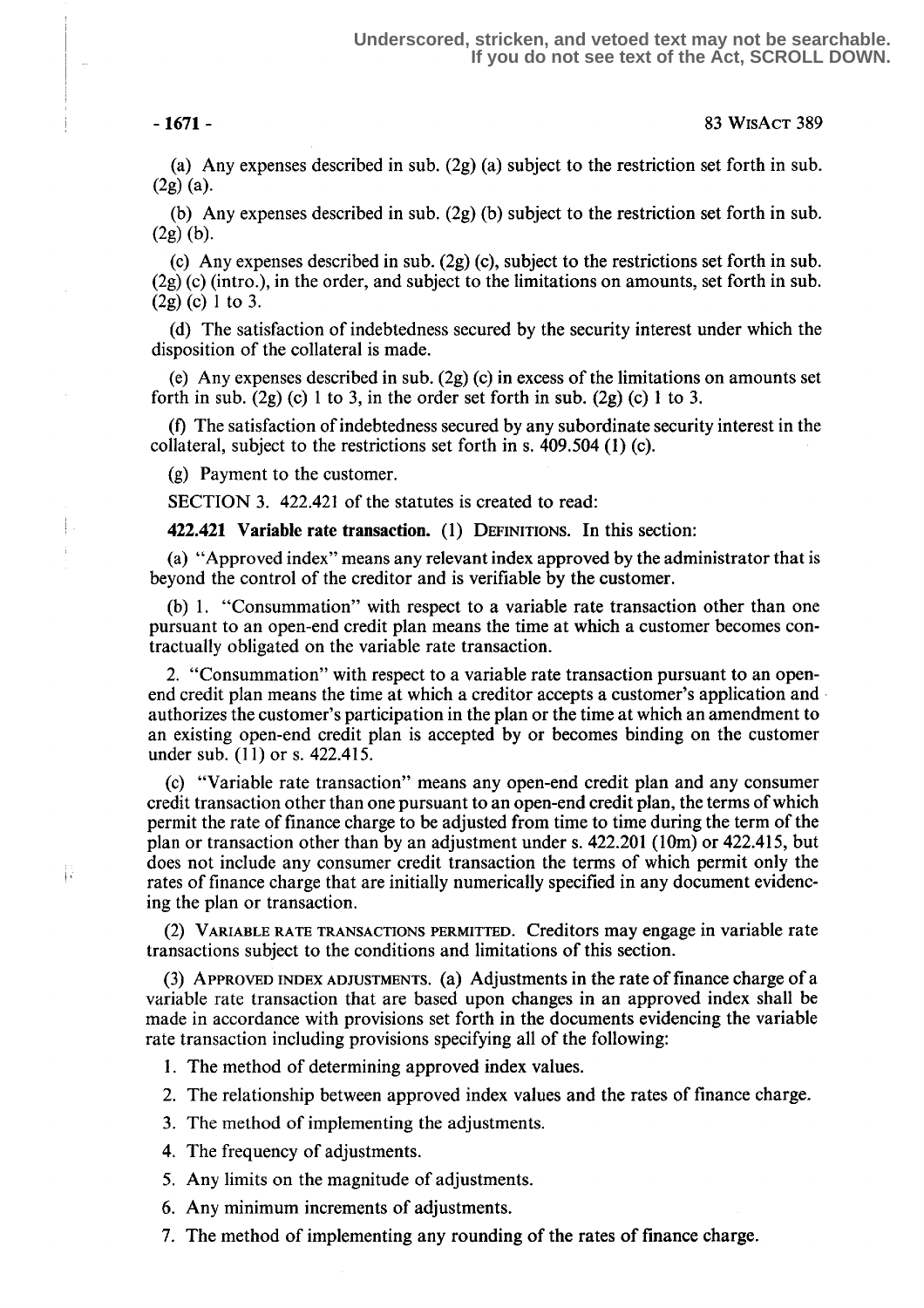(a) Any expenses described in sub. (2g) (a) subject to the restriction set forth in sub. (2g) (a).

(b) Any expenses described in sub. (2g) (b) subject to the restriction set forth in sub. (2g) (b).

(c) Any expenses described in sub. (2g) (c), subject to the restrictions set forth in sub. (2g) (c) (intro.), in the order, and subject to the limitations on amounts, set forth in sub. (2g) (c) 1 to 3.

(d) The satisfaction of indebtedness secured by the security interest under which the disposition of the collateral is made.

(e) Any expenses described in sub. (2g) (c) in excess of the limitations on amounts set forth in sub. (2g) (c) 1 to 3, in the order set forth in sub. (2g) (c) 1 to 3.

(f) The satisfaction of indebtedness secured by any subordinate security interest in the collateral, subject to the restrictions set forth in s. 409.504 (1) (c).

(g) Payment to the customer.

SECTION 3. 422.421 of the statutes is created to read:

**422.421 Variable rate transaction.** (1) DEFINITIONS. In this section:

(a) "Approved index" means any relevant index approved by the administrator that is beyond the control of the creditor and is verifiable by the customer.

(b) 1. "Consummation" with respect to a variable rate transaction other than one pursuant to an open-end credit plan means the time at which a customer becomes contractually obligated on the variable rate transaction.

2. "Consummation" with respect to a variable rate transaction pursuant to an open-end credit plan means the time at which a creditor accepts a customer's application and authorizes the customer's participation in the plan or the time at which an amendment to an existing open-end credit plan is accepted by or becomes binding on the customer under sub. (11) or s. 422.415.

(c) "Variable rate transaction" means any open-end credit plan and any consumer credit transaction other than one pursuant to an open-end credit plan, the terms of which permit the rate of finance charge to be adjusted from time to time during the term of the plan or transaction other than by an adjustment under s. 422.201 (10m) or 422.415, but does not include any consumer credit transaction the terms of which permit only the rates of finance charge that are initially numerically specified in any document evidencing the plan or transaction.

(2) VARIABLE RATE TRANSACTIONS PERMITTED. Creditors may engage in variable rate transactions subject to the conditions and limitations of this section.

(3) APPROVED INDEX ADJUSTMENTS. (a) Adjustments in the rate of finance charge of a variable rate transaction that are based upon changes in an approved index shall be made in accordance with provisions set forth in the documents evidencing the variable rate transaction including provisions specifying all of the following:

1. The method of determining approved index values.

2. The relationship between approved index values and the rates of finance charge.

3. The method of implementing the adjustments.

4. The frequency of adjustments.

5. Any limits on the magnitude of adjustments.

6. Any minimum increments of adjustments.

7. The method of implementing any rounding of the rates of finance charge.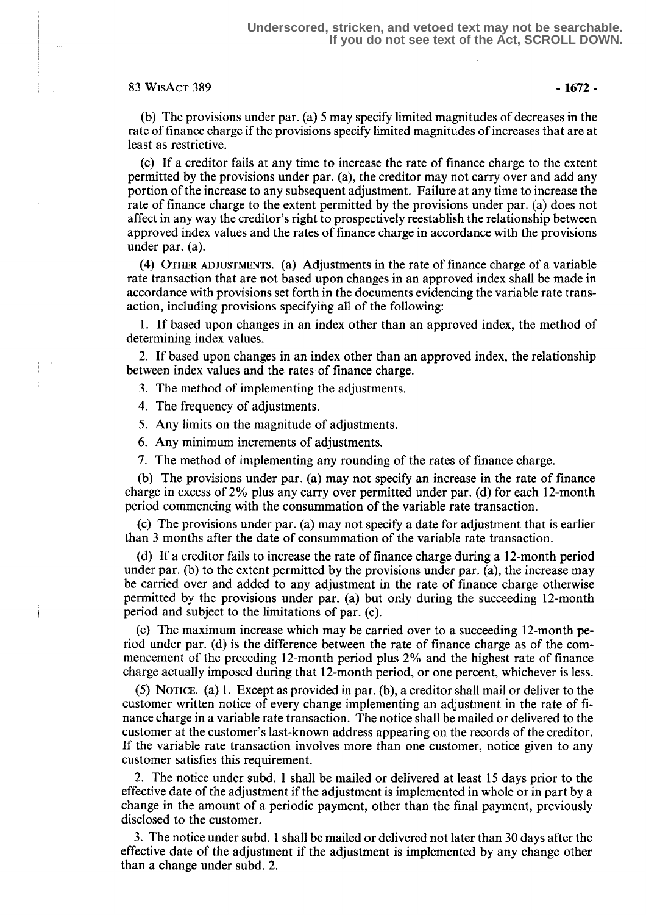(b) The provisions under par. (a) 5 may specify limited magnitudes of decreases in the rate of finance charge if the provisions specify limited magnitudes of increases that are at least as restrictive.

(c) If a creditor fails at any time to increase the rate of finance charge to the extent permitted by the provisions under par. (a), the creditor may not carry over and add any portion of the increase to any subsequent adjustment. Failure at any time to increase the rate of finance charge to the extent permitted by the provisions under par. (a) does not affect in any way the creditor's right to prospectively reestablish the relationship between approved index values and the rates of finance charge in accordance with the provisions under par. (a).

(4) OTHER ADJUSTMENTS. (a) Adjustments in the rate of finance charge of a variable rate transaction that are not based upon changes in an approved index shall be made in accordance with provisions set forth in the documents evidencing the variable rate transaction, including provisions specifying all of the following:

1. If based upon changes in an index other than an approved index, the method of determining index values.

2. If based upon changes in an index other than an approved index, the relationship between index values and the rates of finance charge.

3. The method of implementing the adjustments.

4. The frequency of adjustments.

5. Any limits on the magnitude of adjustments.

6. Any minimum increments of adjustments.

7. The method of implementing any rounding of the rates of finance charge.

(b) The provisions under par. (a) may not specify an increase in the rate of finance charge in excess of 2% plus any carry over permitted under par. (d) for each 12-month period commencing with the consummation of the variable rate transaction.

(c) The provisions under par. (a) may not specify a date for adjustment that is earlier than 3 months after the date of consummation of the variable rate transaction.

(d) If a creditor fails to increase the rate of finance charge during a 12-month period under par. (b) to the extent permitted by the provisions under par. (a), the increase may be carried over and added to any adjustment in the rate of finance charge otherwise permitted by the provisions under par. (a) but only during the succeeding 12-month period and subject to the limitations of par. (e).

(e) The maximum increase which may be carried over to a succeeding 12-month period under par. (d) is the difference between the rate of finance charge as of the commencement of the preceding 12-month period plus 2% and the highest rate of finance charge actually imposed during that 12-month period, or one percent, whichever is less.

(5) NOTICE. (a) 1. Except as provided in par. (b), a creditor shall mail or deliver to the customer written notice of every change implementing an adjustment in the rate of finance charge in a variable rate transaction. The notice shall be mailed or delivered to the customer at the customer's last-known address appearing on the records of the creditor. If the variable rate transaction involves more than one customer, notice given to any customer satisfies this requirement.

2. The notice under subd. 1 shall be mailed or delivered at least 15 days prior to the effective date of the adjustment if the adjustment is implemented in whole or in part by a change in the amount of a periodic payment, other than the final payment, previously disclosed to the customer.

3. The notice under subd. 1 shall be mailed or delivered not later than 30 days after the effective date of the adjustment if the adjustment is implemented by any change other than a change under subd. 2.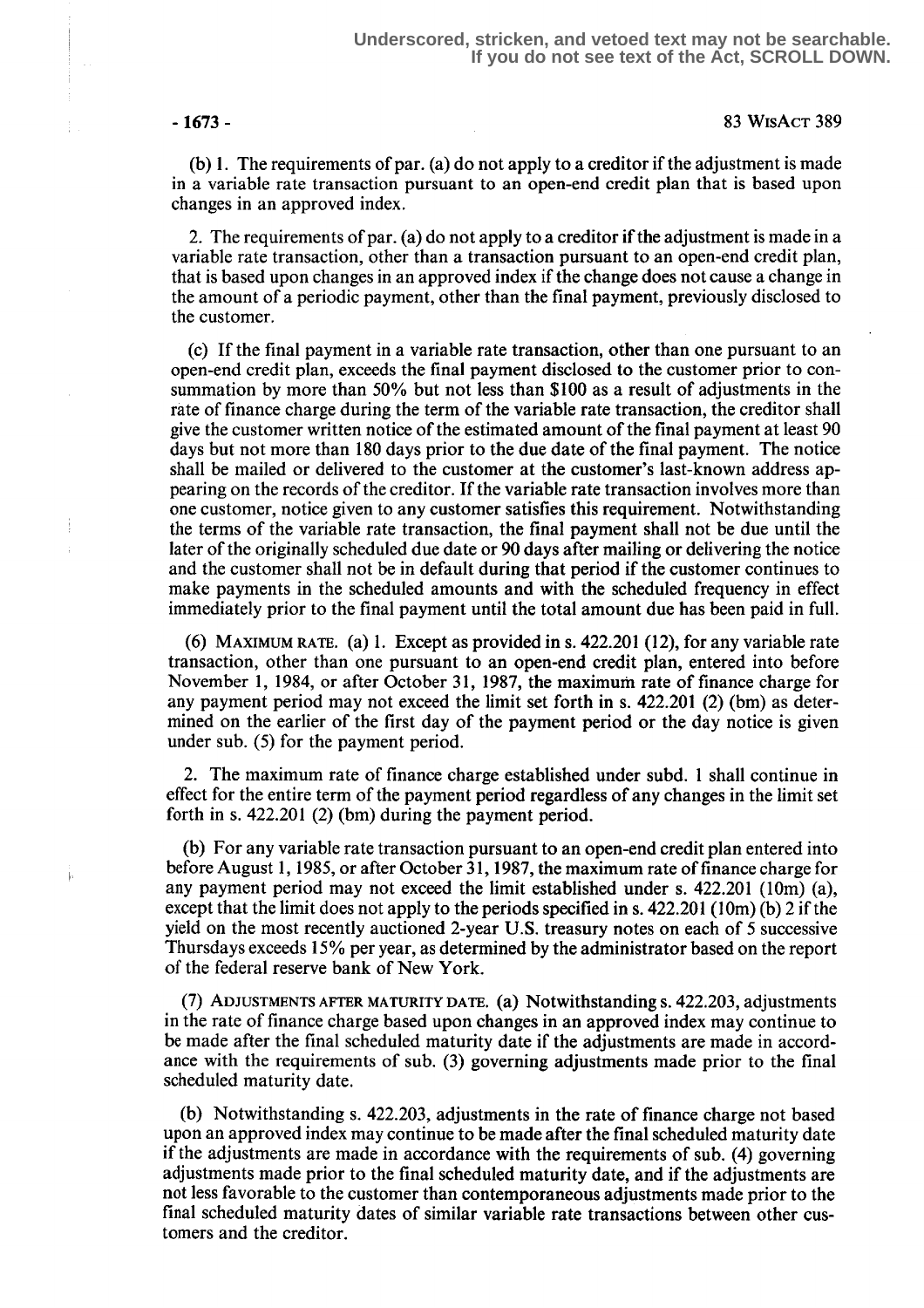(b) 1. The requirements of par. (a) do not apply to a creditor if the adjustment is made in a variable rate transaction pursuant to an open-end credit plan that is based upon changes in an approved index.

2. The requirements of par. (a) do not apply to a creditor if the adjustment is made in a variable rate transaction, other than a transaction pursuant to an open-end credit plan, that is based upon changes in an approved index if the change does not cause a change in the amount of a periodic payment, other than the final payment, previously disclosed to the customer.

(c) If the final payment in a variable rate transaction, other than one pursuant to an open-end credit plan, exceeds the final payment disclosed to the customer prior to consummation by more than 50% but not less than $100 as a result of adjustments in the rate of finance charge during the term of the variable rate transaction, the creditor shall give the customer written notice of the estimated amount of the final payment at least 90 days but not more than 180 days prior to the due date of the final payment. The notice shall be mailed or delivered to the customer at the customer's last-known address appearing on the records of the creditor. If the variable rate transaction involves more than one customer, notice given to any customer satisfies this requirement. Notwithstanding the terms of the variable rate transaction, the final payment shall not be due until the later of the originally scheduled due date or 90 days after mailing or delivering the notice and the customer shall not be in default during that period if the customer continues to make payments in the scheduled amounts and with the scheduled frequency in effect immediately prior to the final payment until the total amount due has been paid in full.

(6) MAXIMUM RATE. (a) 1. Except as provided in s. 422.201 (12), for any variable rate transaction, other than one pursuant to an open-end credit plan, entered into before November 1, 1984, or after October 31, 1987, the maximum rate of finance charge for any payment period may not exceed the limit set forth in s. 422.201 (2) (bm) as determined on the earlier of the first day of the payment period or the day notice is given under sub. (5) for the payment period.

2. The maximum rate of finance charge established under subd. 1 shall continue in effect for the entire term of the payment period regardless of any changes in the limit set forth in s. 422.201 (2) (bm) during the payment period.

(b) For any variable rate transaction pursuant to an open-end credit plan entered into before August 1, 1985, or after October 31, 1987, the maximum rate of finance charge for any payment period may not exceed the limit established under s. 422.201 (10m) (a), except that the limit does not apply to the periods specified in s. 422.201 (10m) (b) 2 if the yield on the most recently auctioned 2-year U.S. treasury notes on each of 5 successive Thursdays exceeds 15% per year, as determined by the administrator based on the report of the federal reserve bank of New York.

(7) ADJUSTMENTS AFTER MATURITY DATE. (a) Notwithstanding s. 422.203, adjustments in the rate of finance charge based upon changes in an approved index may continue to be made after the final scheduled maturity date if the adjustments are made in accordance with the requirements of sub. (3) governing adjustments made prior to the final scheduled maturity date.

(b) Notwithstanding s. 422.203, adjustments in the rate of finance charge not based upon an approved index may continue to be made after the final scheduled maturity date if the adjustments are made in accordance with the requirements of sub. (4) governing adjustments made prior to the final scheduled maturity date, and if the adjustments are not less favorable to the customer than contemporaneous adjustments made prior to the final scheduled maturity dates of similar variable rate transactions between other customers and the creditor.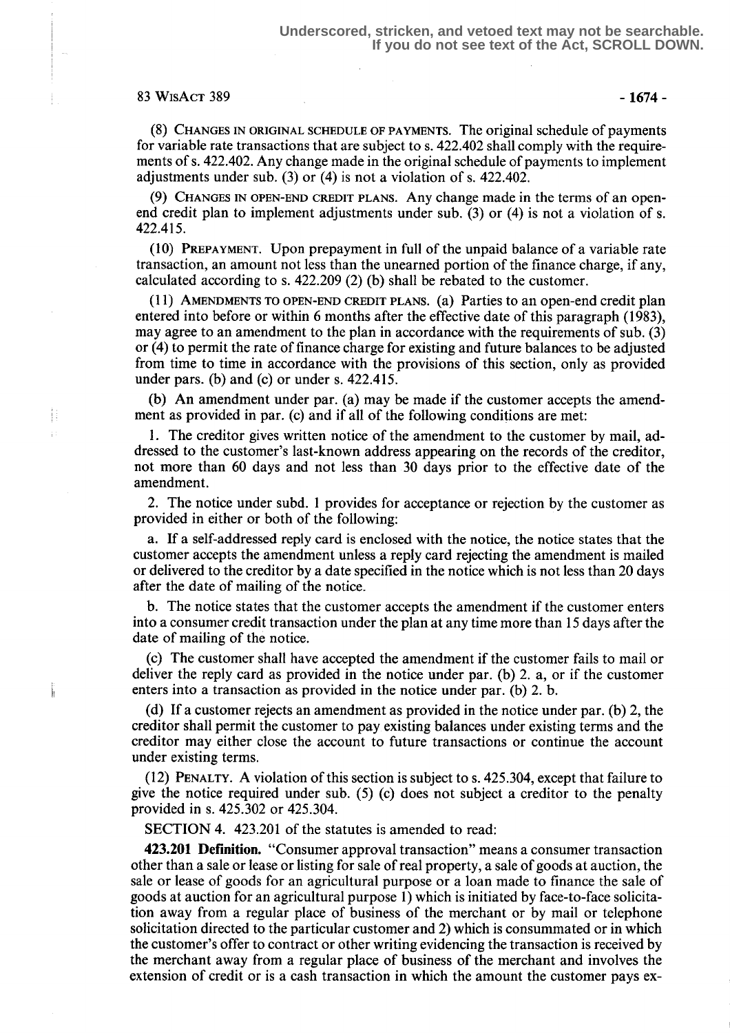(8) CHANGES IN ORIGINAL SCHEDULE OF PAYMENTS. The original schedule of payments for variable rate transactions that are subject to s. 422.402 shall comply with the requirements of s. 422.402. Any change made in the original schedule of payments to implement adjustments under sub. (3) or (4) is not a violation of s. 422.402.

(9) CHANGES IN OPEN-END CREDIT PLANS. Any change made in the terms of an open-end credit plan to implement adjustments under sub. (3) or (4) is not a violation of s. 422.415.

(10) PREPAYMENT. Upon prepayment in full of the unpaid balance of a variable rate transaction, an amount not less than the unearned portion of the finance charge, if any, calculated according to s. 422.209 (2) (b) shall be rebated to the customer.

(11) AMENDMENTS TO OPEN-END CREDIT PLANS. (a) Parties to an open-end credit plan entered into before or within 6 months after the effective date of this paragraph (1983), may agree to an amendment to the plan in accordance with the requirements of sub. (3) or (4) to permit the rate of finance charge for existing and future balances to be adjusted from time to time in accordance with the provisions of this section, only as provided under pars. (b) and (c) or under s. 422.415.

(b) An amendment under par. (a) may be made if the customer accepts the amendment as provided in par. (c) and if all of the following conditions are met:

1. The creditor gives written notice of the amendment to the customer by mail, addressed to the customer's last-known address appearing on the records of the creditor, not more than 60 days and not less than 30 days prior to the effective date of the amendment.

2. The notice under subd. 1 provides for acceptance or rejection by the customer as provided in either or both of the following:

a. If a self-addressed reply card is enclosed with the notice, the notice states that the customer accepts the amendment unless a reply card rejecting the amendment is mailed or delivered to the creditor by a date specified in the notice which is not less than 20 days after the date of mailing of the notice.

b. The notice states that the customer accepts the amendment if the customer enters into a consumer credit transaction under the plan at any time more than 15 days after the date of mailing of the notice.

(c) The customer shall have accepted the amendment if the customer fails to mail or deliver the reply card as provided in the notice under par. (b) 2. a, or if the customer enters into a transaction as provided in the notice under par. (b) 2. b.

(d) If a customer rejects an amendment as provided in the notice under par. (b) 2, the creditor shall permit the customer to pay existing balances under existing terms and the creditor may either close the account to future transactions or continue the account under existing terms.

(12) PENALTY. A violation of this section is subject to s. 425.304, except that failure to give the notice required under sub. (5) (c) does not subject a creditor to the penalty provided in s. 425.302 or 425.304.

SECTION 4. 423.201 of the statutes is amended to read:

**423.201 Definition.** "Consumer approval transaction" means a consumer transaction other than a sale or lease or listing for sale of real property, a sale of goods at auction, the sale or lease of goods for an agricultural purpose or a loan made to finance the sale of goods at auction for an agricultural purpose 1) which is initiated by face-to-face solicitation away from a regular place of business of the merchant or by mail or telephone solicitation directed to the particular customer and 2) which is consummated or in which the customer's offer to contract or other writing evidencing the transaction is received by the merchant away from a regular place of business of the merchant and involves the extension of credit or is a cash transaction in which the amount the customer pays ex-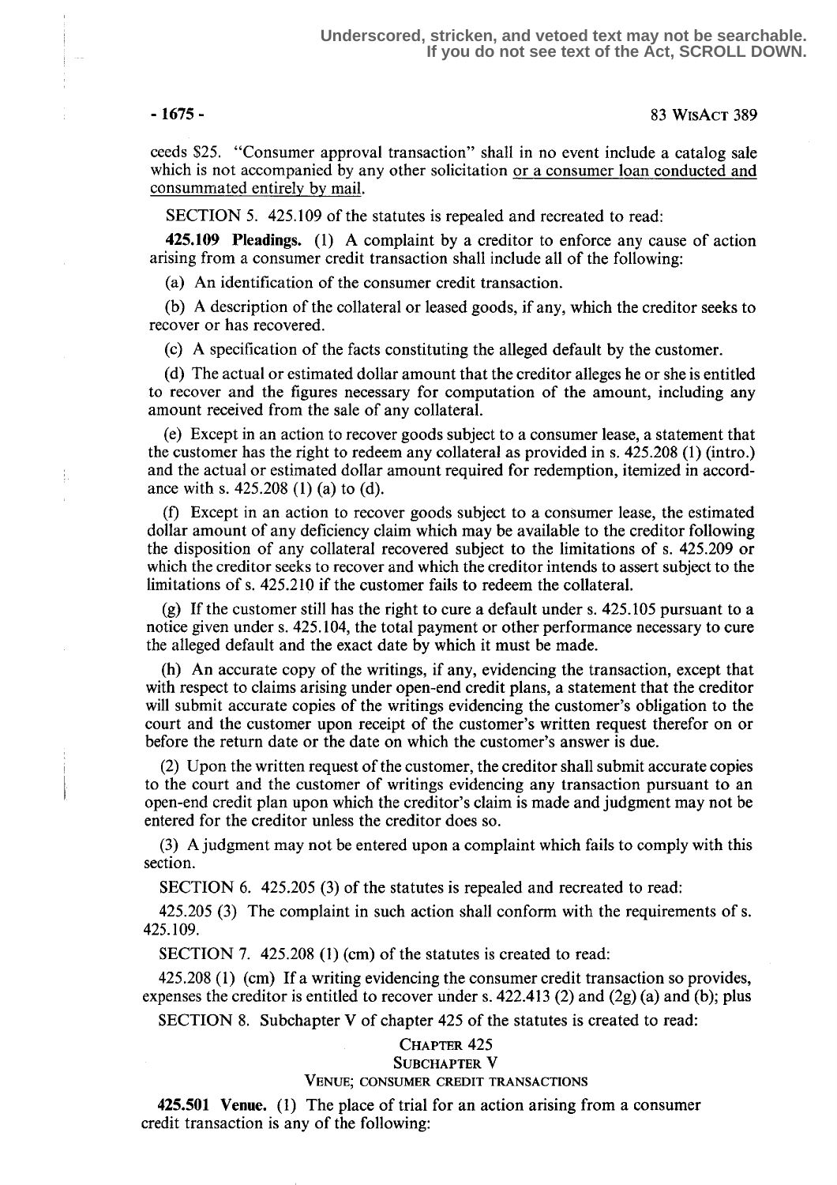ceeds $25. "Consumer approval transaction" shall in no event include a catalog sale which is not accompanied by any other solicitation or a consumer loan conducted and consummated entirely by mail.

SECTION 5. 425.109 of the statutes is repealed and recreated to read:

**425.109 Pleadings.** (1) A complaint by a creditor to enforce any cause of action arising from a consumer credit transaction shall include all of the following:

(a) An identification of the consumer credit transaction.

(b) A description of the collateral or leased goods, if any, which the creditor seeks to recover or has recovered.

(c) A specification of the facts constituting the alleged default by the customer.

(d) The actual or estimated dollar amount that the creditor alleges he or she is entitled to recover and the figures necessary for computation of the amount, including any amount received from the sale of any collateral.

(e) Except in an action to recover goods subject to a consumer lease, a statement that the customer has the right to redeem any collateral as provided in s. 425.208 (1) (intro.) and the actual or estimated dollar amount required for redemption, itemized in accordance with s. 425.208 (1) (a) to (d).

(f) Except in an action to recover goods subject to a consumer lease, the estimated dollar amount of any deficiency claim which may be available to the creditor following the disposition of any collateral recovered subject to the limitations of s. 425.209 or which the creditor seeks to recover and which the creditor intends to assert subject to the limitations of s. 425.210 if the customer fails to redeem the collateral.

(g) If the customer still has the right to cure a default under s. 425.105 pursuant to a notice given under s. 425.104, the total payment or other performance necessary to cure the alleged default and the exact date by which it must be made.

(h) An accurate copy of the writings, if any, evidencing the transaction, except that with respect to claims arising under open-end credit plans, a statement that the creditor will submit accurate copies of the writings evidencing the customer's obligation to the court and the customer upon receipt of the customer's written request therefor on or before the return date or the date on which the customer's answer is due.

(2) Upon the written request of the customer, the creditor shall submit accurate copies to the court and the customer of writings evidencing any transaction pursuant to an open-end credit plan upon which the creditor's claim is made and judgment may not be entered for the creditor unless the creditor does so.

(3) A judgment may not be entered upon a complaint which fails to comply with this section.

SECTION 6. 425.205 (3) of the statutes is repealed and recreated to read:

425.205 (3) The complaint in such action shall conform with the requirements of s. 425.109.

SECTION 7. 425.208 (1) (cm) of the statutes is created to read:

425.208 (1) (cm) If a writing evidencing the consumer credit transaction so provides, expenses the creditor is entitled to recover under s. 422.413 (2) and (2g) (a) and (b); plus

SECTION 8. Subchapter V of chapter 425 of the statutes is created to read:

CHAPTER 425
SUBCHAPTER V
VENUE; CONSUMER CREDIT TRANSACTIONS

**425.501 Venue.** (1) The place of trial for an action arising from a consumer credit transaction is any of the following: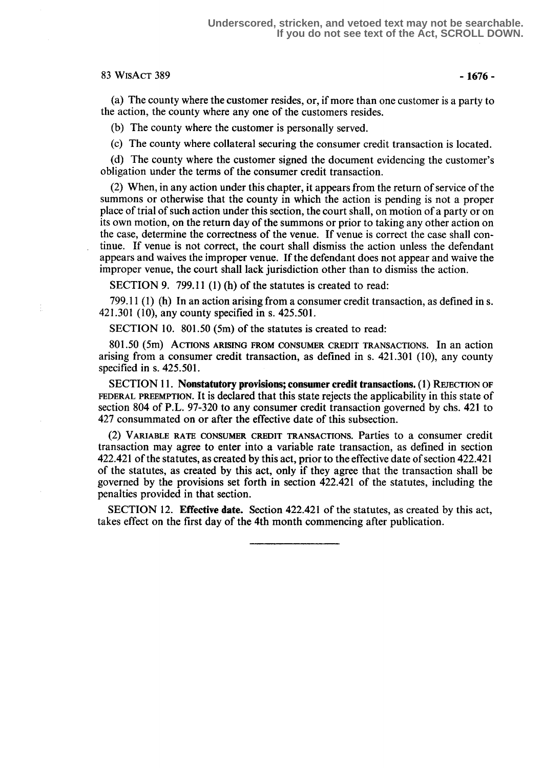(a) The county where the customer resides, or, if more than one customer is a party to the action, the county where any one of the customers resides.

(b) The county where the customer is personally served.

(c) The county where collateral securing the consumer credit transaction is located.

(d) The county where the customer signed the document evidencing the customer's obligation under the terms of the consumer credit transaction.

(2) When, in any action under this chapter, it appears from the return of service of the summons or otherwise that the county in which the action is pending is not a proper place of trial of such action under this section, the court shall, on motion of a party or on its own motion, on the return day of the summons or prior to taking any other action on the case, determine the correctness of the venue. If venue is correct the case shall continue. If venue is not correct, the court shall dismiss the action unless the defendant appears and waives the improper venue. If the defendant does not appear and waive the improper venue, the court shall lack jurisdiction other than to dismiss the action.

SECTION 9. 799.11 (1) (h) of the statutes is created to read:

799.11 (1) (h) In an action arising from a consumer credit transaction, as defined in s. 421.301 (10), any county specified in s. 425.501.

SECTION 10. 801.50 (5m) of the statutes is created to read:

801.50 (5m) ACTIONS ARISING FROM CONSUMER CREDIT TRANSACTIONS. In an action arising from a consumer credit transaction, as defined in s. 421.301 (10), any county specified in s. 425.501.

SECTION 11. **Nonstatutory provisions; consumer credit transactions.** (1) REJECTION OF FEDERAL PREEMPTION. It is declared that this state rejects the applicability in this state of section 804 of P.L. 97-320 to any consumer credit transaction governed by chs. 421 to 427 consummated on or after the effective date of this subsection.

(2) VARIABLE RATE CONSUMER CREDIT TRANSACTIONS. Parties to a consumer credit transaction may agree to enter into a variable rate transaction, as defined in section 422.421 of the statutes, as created by this act, prior to the effective date of section 422.421 of the statutes, as created by this act, only if they agree that the transaction shall be governed by the provisions set forth in section 422.421 of the statutes, including the penalties provided in that section.

SECTION 12. **Effective date.** Section 422.421 of the statutes, as created by this act, takes effect on the first day of the 4th month commencing after publication.